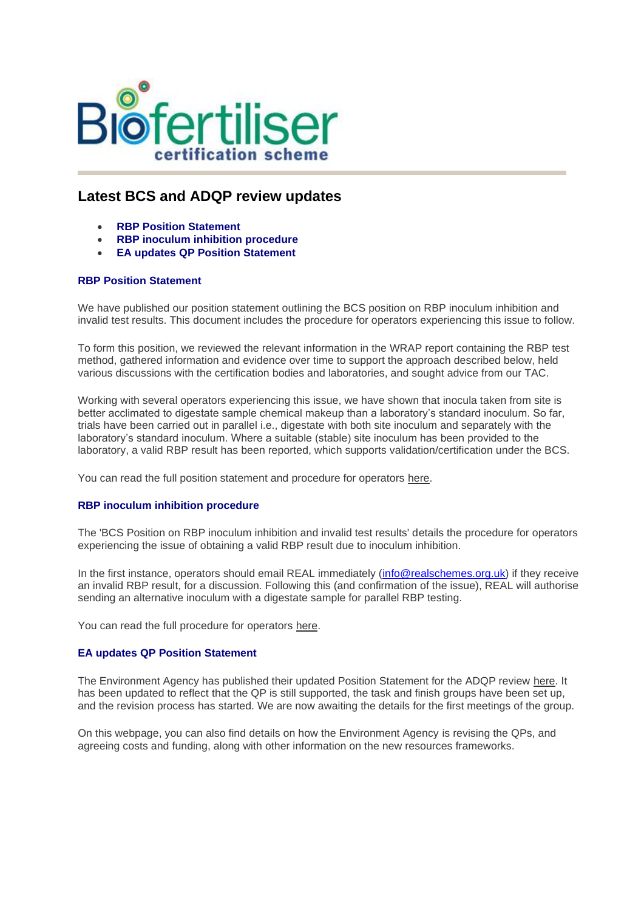Biofertiliser certification scheme

## Latest BCS and ADQP review updates

- **RBP Position Statement**
- **RBP inoculum inhibition procedure**
- **EA updates QP Position Statement**

### RBP Position Statement

We have published our position statement outlining the BCS position on RBP inoculum inhibition and invalid test results. This document includes the procedure for operators experiencing this issue to follow.

To form this position, we reviewed the relevant information in the WRAP report containing the RBP test method, gathered information and evidence over time to support the approach described below, held various discussions with the certification bodies and laboratories, and sought advice from our TAC.

Working with several operators experiencing this issue, we have shown that inocula taken from site is better acclimated to digestate sample chemical makeup than a laboratory's standard inoculum. So far, trials have been carried out in parallel i.e., digestate with both site inoculum and separately with the laboratory's standard inoculum. Where a suitable (stable) site inoculum has been provided to the laboratory, a valid RBP result has been reported, which supports validation/certification under the BCS.

You can read the full position statement and procedure for operators here.

### RBP inoculum inhibition procedure

The 'BCS Position on RBP inoculum inhibition and invalid test results' details the procedure for operators experiencing the issue of obtaining a valid RBP result due to inoculum inhibition.

In the first instance, operators should email REAL immediately (info@realschemes.org.uk) if they receive an invalid RBP result, for a discussion. Following this (and confirmation of the issue), REAL will authorise sending an alternative inoculum with a digestate sample for parallel RBP testing.

You can read the full procedure for operators here.

### EA updates QP Position Statement

The Environment Agency has published their updated Position Statement for the ADQP review here. It has been updated to reflect that the QP is still supported, the task and finish groups have been set up, and the revision process has started. We are now awaiting the details for the first meetings of the group.

On this webpage, you can also find details on how the Environment Agency is revising the QPs, and agreeing costs and funding, along with other information on the new resources frameworks.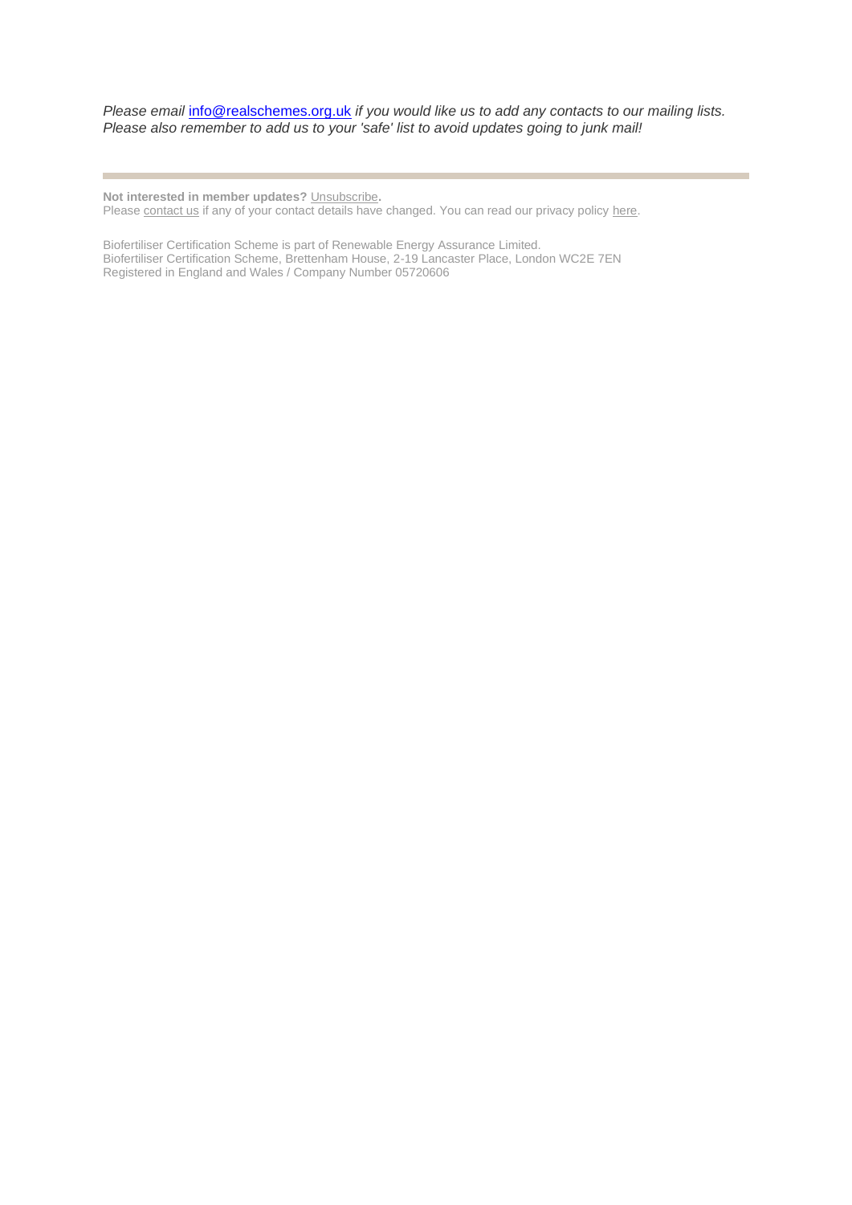*Please email info@realschemes.org.uk if you would like us to add any contacts to our mailing lists. Please also remember to add us to your 'safe' list to avoid updates going to junk mail!*

---

**Not interested in member updates?** Unsubscribe**.**
Please contact us if any of your contact details have changed. You can read our privacy policy here.

Biofertiliser Certification Scheme is part of Renewable Energy Assurance Limited.
Biofertiliser Certification Scheme, Brettenham House, 2-19 Lancaster Place, London WC2E 7EN
Registered in England and Wales / Company Number 05720606